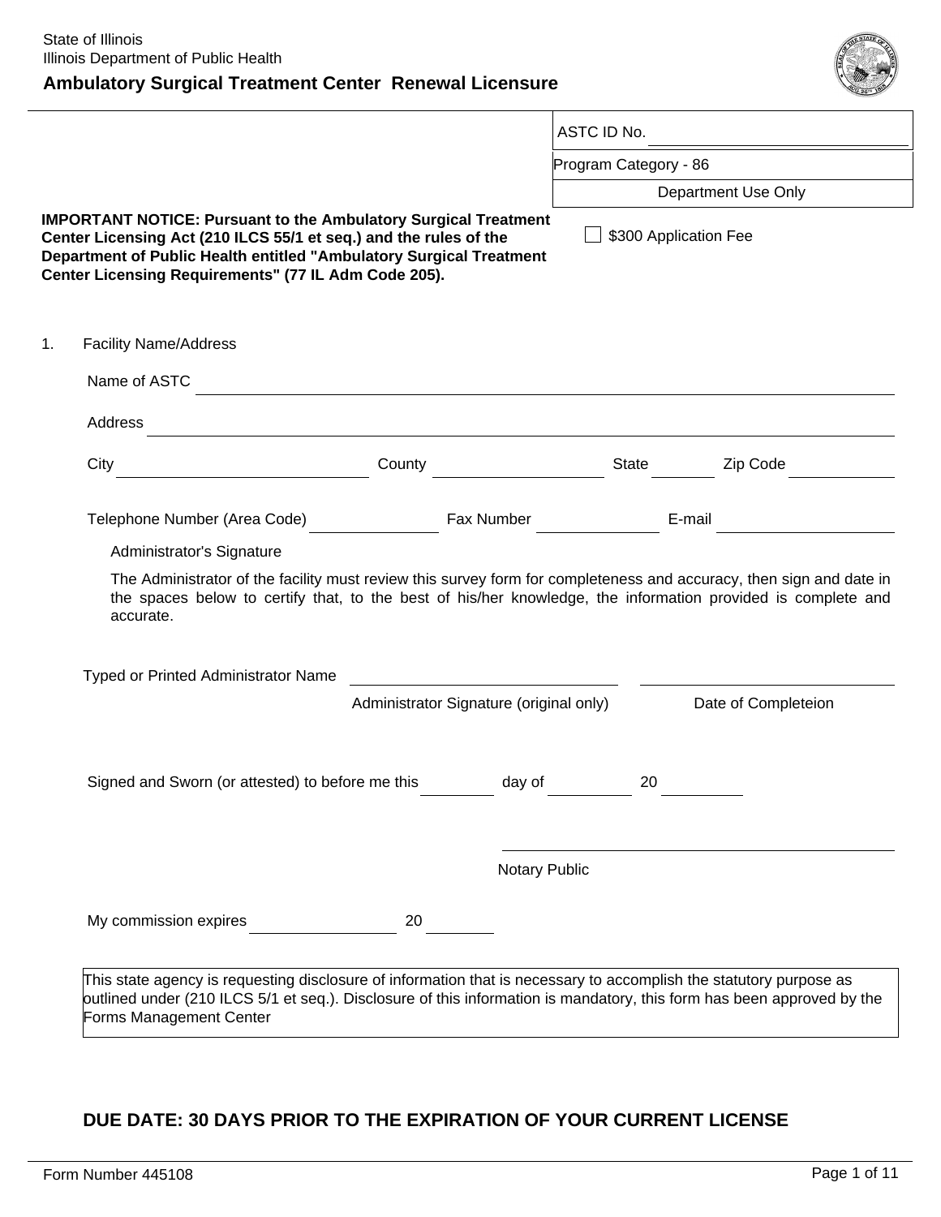State of Illinois
Illinois Department of Public Health

# Ambulatory Surgical Treatment Center Renewal Licensure

| ASTC ID No. ______________________ |
| --- |
| Program Category - 86 |
| Department Use Only |

**IMPORTANT NOTICE: Pursuant to the Ambulatory Surgical Treatment Center Licensing Act (210 ILCS 55/1 et seq.) and the rules of the Department of Public Health entitled "Ambulatory Surgical Treatment Center Licensing Requirements" (77 IL Adm Code 205).**

☐ $300 Application Fee

1. Facility Name/Address

Name of ASTC ______________________________________________

Address ______________________________________________

City ____________________ County ____________________ State ________ Zip Code ____________

Telephone Number (Area Code) ______________ Fax Number ______________ E-mail ______________

Administrator's Signature

The Administrator of the facility must review this survey form for completeness and accuracy, then sign and date in the spaces below to certify that, to the best of his/her knowledge, the information provided is complete and accurate.

Typed or Printed Administrator Name ______________________________ ______________________

Administrator Signature (original only) Date of Completeion

Signed and Sworn (or attested) to before me this ________ day of ________ 20 ________

______________________________
Notary Public

My commission expires ________________ 20 ________

This state agency is requesting disclosure of information that is necessary to accomplish the statutory purpose as outlined under (210 ILCS 5/1 et seq.). Disclosure of this information is mandatory, this form has been approved by the Forms Management Center

**DUE DATE: 30 DAYS PRIOR TO THE EXPIRATION OF YOUR CURRENT LICENSE**

Form Number 445108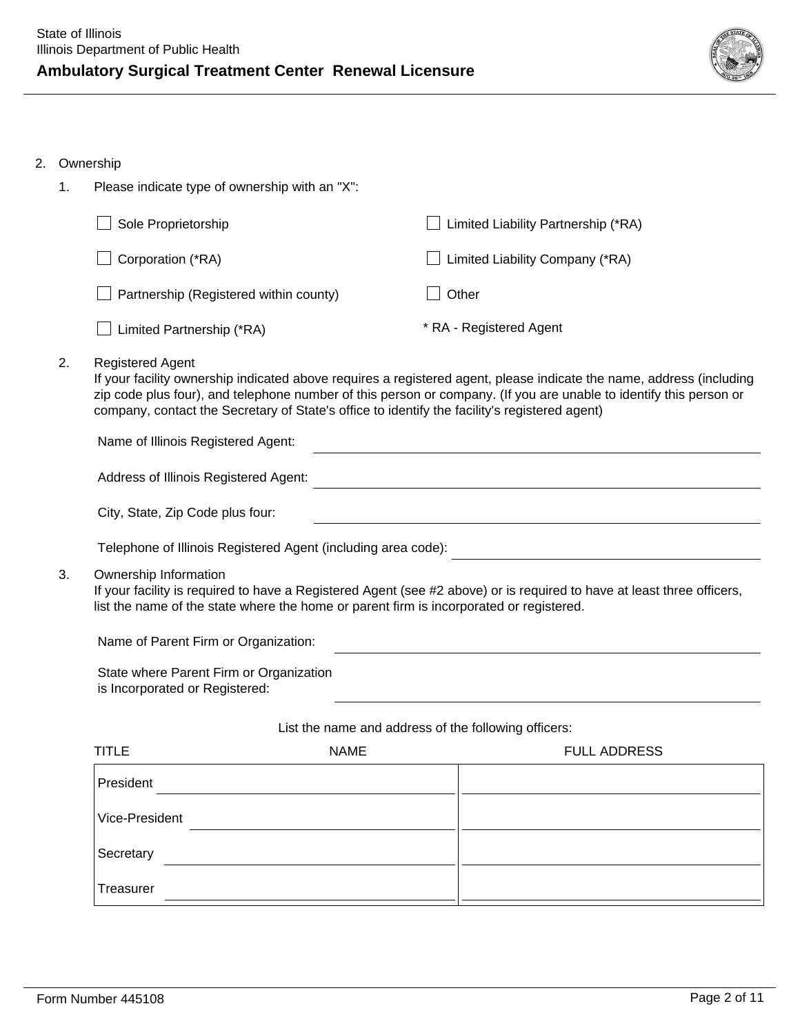State of Illinois
Illinois Department of Public Health

# Ambulatory Surgical Treatment Center Renewal Licensure

2. Ownership

   1. Please indicate type of ownership with an "X":

      - ☐ Sole Proprietorship
      - ☐ Corporation (*RA)
      - ☐ Partnership (Registered within county)
      - ☐ Limited Partnership (*RA)
      - ☐ Limited Liability Partnership (*RA)
      - ☐ Limited Liability Company (*RA)
      - ☐ Other

      * RA - Registered Agent

   2. Registered Agent
      If your facility ownership indicated above requires a registered agent, please indicate the name, address (including zip code plus four), and telephone number of this person or company. (If you are unable to identify this person or company, contact the Secretary of State's office to identify the facility's registered agent)

      Name of Illinois Registered Agent: ______________________________

      Address of Illinois Registered Agent: ______________________________

      City, State, Zip Code plus four: ______________________________

      Telephone of Illinois Registered Agent (including area code): ______________________________

   3. Ownership Information
      If your facility is required to have a Registered Agent (see #2 above) or is required to have at least three officers, list the name of the state where the home or parent firm is incorporated or registered.

      Name of Parent Firm or Organization: ______________________________

      State where Parent Firm or Organization is Incorporated or Registered: ______________________________

      List the name and address of the following officers:

| TITLE | NAME | FULL ADDRESS |
|---|---|---|
| President | | |
| Vice-President | | |
| Secretary | | |
| Treasurer | | |

Form Number 445108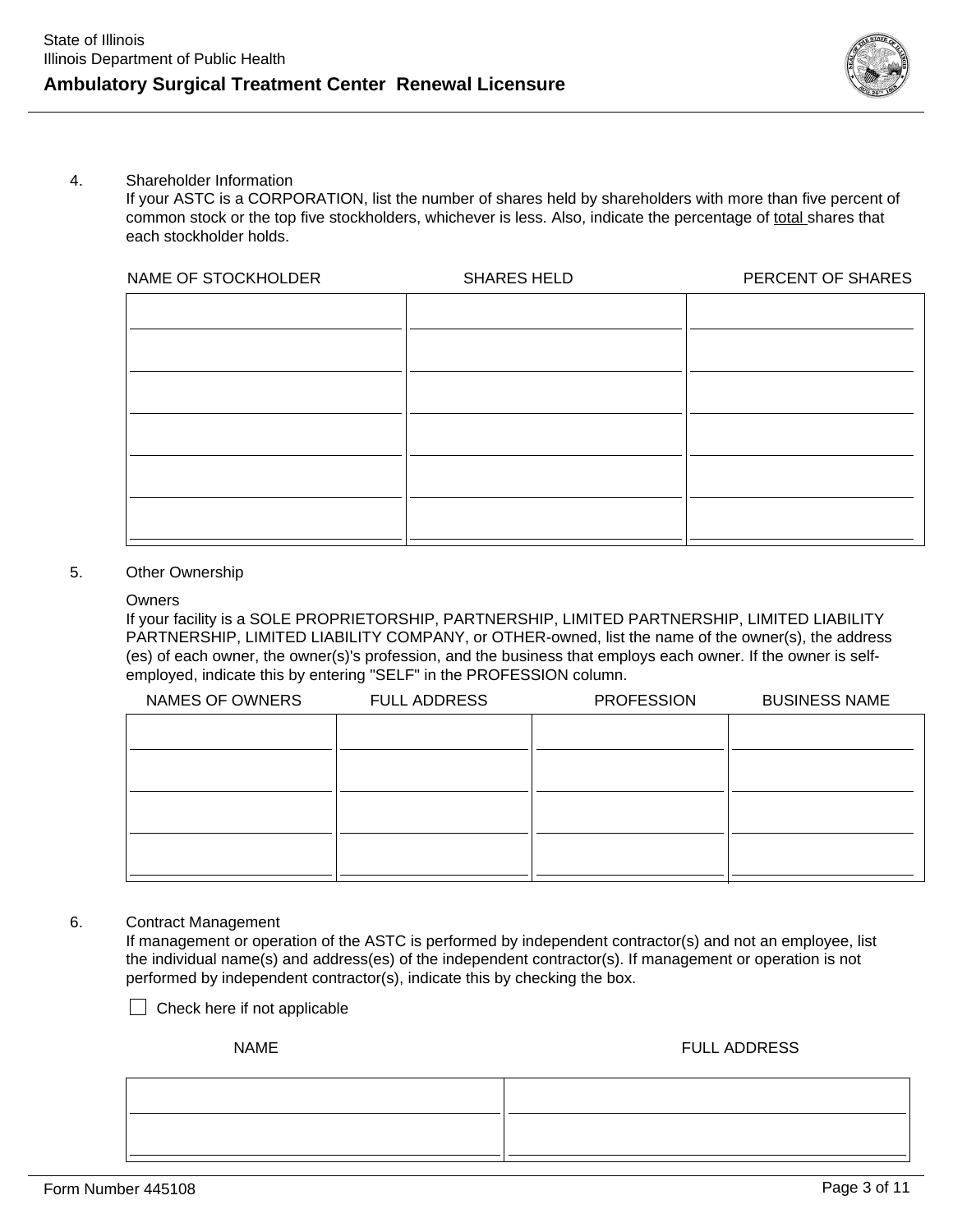4. Shareholder Information

   If your ASTC is a CORPORATION, list the number of shares held by shareholders with more than five percent of common stock or the top five stockholders, whichever is less. Also, indicate the percentage of total shares that each stockholder holds.

| NAME OF STOCKHOLDER | SHARES HELD | PERCENT OF SHARES |
|---|---|---|
| | | |
| | | |
| | | |
| | | |
| | | |
| | | |

5. Other Ownership

   Owners

   If your facility is a SOLE PROPRIETORSHIP, PARTNERSHIP, LIMITED PARTNERSHIP, LIMITED LIABILITY PARTNERSHIP, LIMITED LIABILITY COMPANY, or OTHER-owned, list the name of the owner(s), the address (es) of each owner, the owner(s)'s profession, and the business that employs each owner. If the owner is self-employed, indicate this by entering "SELF" in the PROFESSION column.

| NAMES OF OWNERS | FULL ADDRESS | PROFESSION | BUSINESS NAME |
|---|---|---|---|
| | | | |
| | | | |
| | | | |
| | | | |

6. Contract Management

   If management or operation of the ASTC is performed by independent contractor(s) and not an employee, list the individual name(s) and address(es) of the independent contractor(s). If management or operation is not performed by independent contractor(s), indicate this by checking the box.

   ☐ Check here if not applicable

| NAME | FULL ADDRESS |
|---|---|
| | |
| | |

Form Number 445108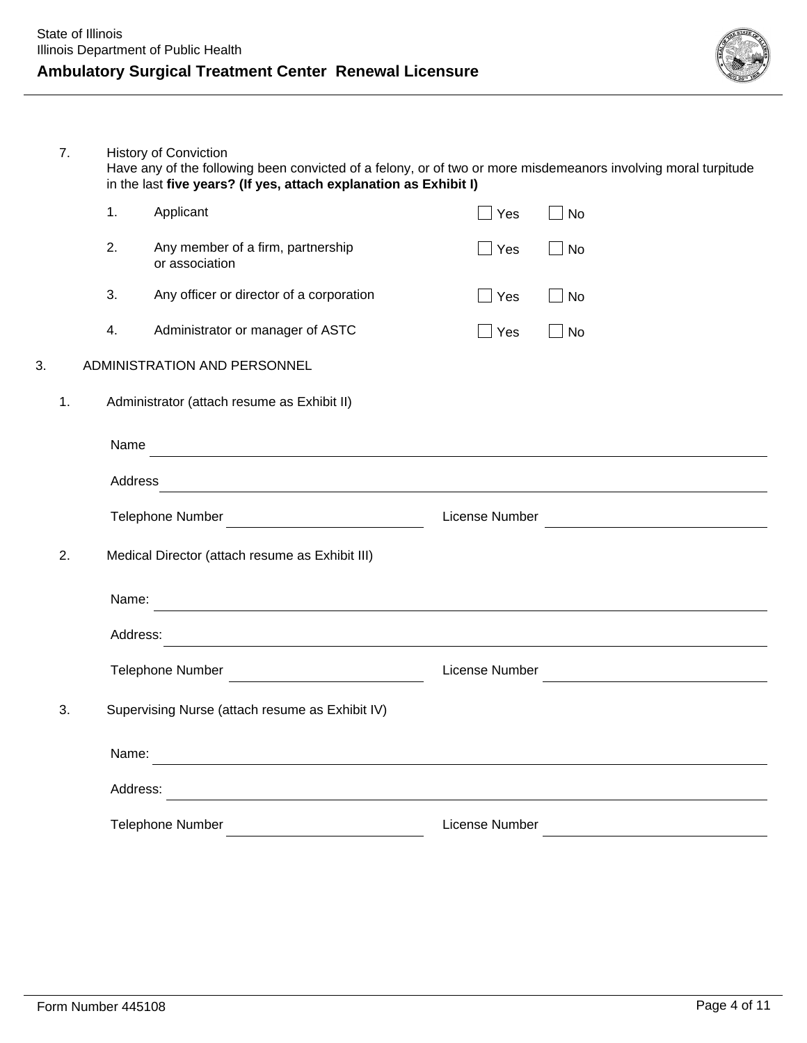7. History of Conviction

   Have any of the following been convicted of a felony, or of two or more misdemeanors involving moral turpitude in the last **five years? (If yes, attach explanation as Exhibit I)**

   1. Applicant ☐ Yes ☐ No
   2. Any member of a firm, partnership or association ☐ Yes ☐ No
   3. Any officer or director of a corporation ☐ Yes ☐ No
   4. Administrator or manager of ASTC ☐ Yes ☐ No

3. ADMINISTRATION AND PERSONNEL

1. Administrator (attach resume as Exhibit II)

   Name ______________________________

   Address ______________________________

   Telephone Number ______________ License Number ______________

2. Medical Director (attach resume as Exhibit III)

   Name: ______________________________

   Address: ______________________________

   Telephone Number ______________ License Number ______________

3. Supervising Nurse (attach resume as Exhibit IV)

   Name: ______________________________

   Address: ______________________________

   Telephone Number ______________ License Number ______________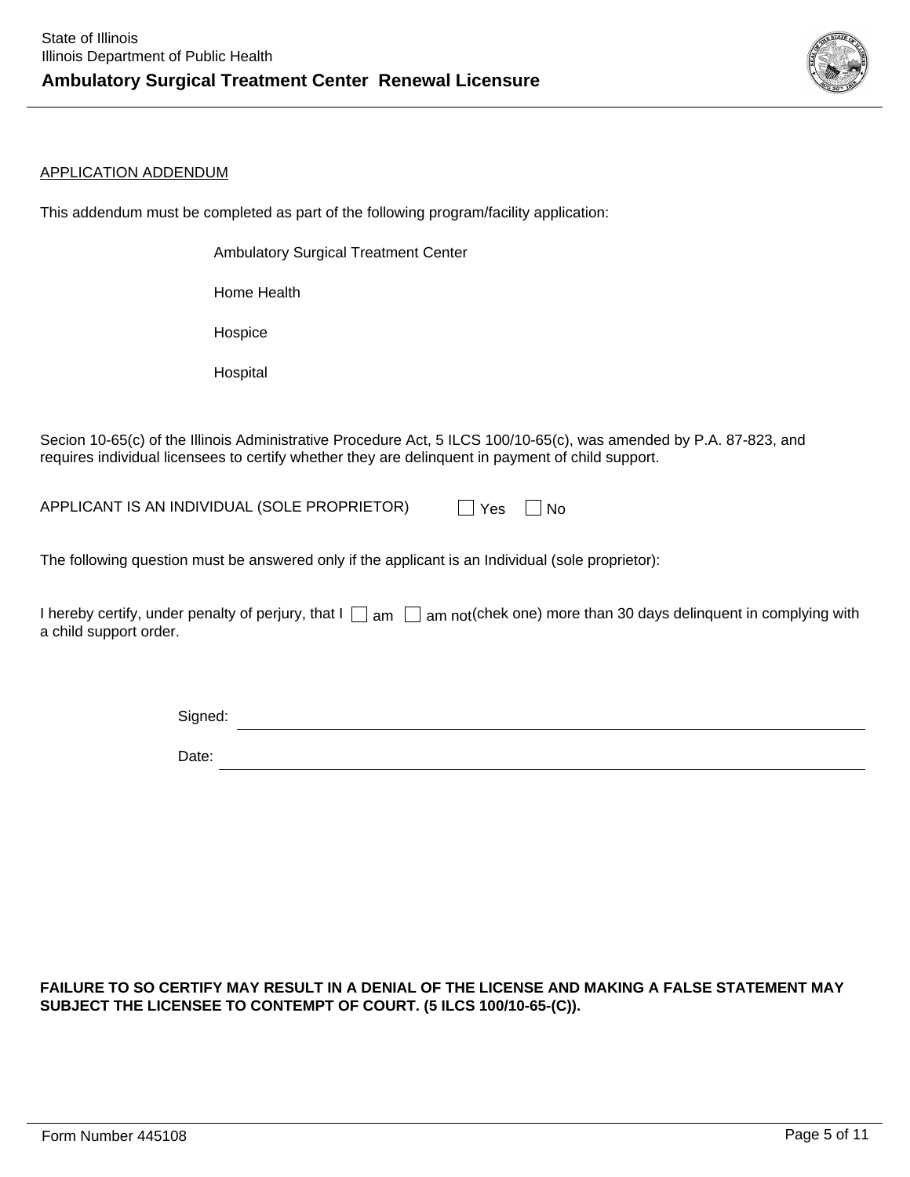APPLICATION ADDENDUM

This addendum must be completed as part of the following program/facility application:

Ambulatory Surgical Treatment Center

Home Health

Hospice

Hospital

Secion 10-65(c) of the Illinois Administrative Procedure Act, 5 ILCS 100/10-65(c), was amended by P.A. 87-823, and requires individual licensees to certify whether they are delinquent in payment of child support.

APPLICANT IS AN INDIVIDUAL (SOLE PROPRIETOR) ☐ Yes ☐ No

The following question must be answered only if the applicant is an Individual (sole proprietor):

I hereby certify, under penalty of perjury, that I ☐ am ☐ am not(chek one) more than 30 days delinquent in complying with a child support order.

Signed: ______________________________

Date: ______________________________

**FAILURE TO SO CERTIFY MAY RESULT IN A DENIAL OF THE LICENSE AND MAKING A FALSE STATEMENT MAY SUBJECT THE LICENSEE TO CONTEMPT OF COURT. (5 ILCS 100/10-65-(C)).**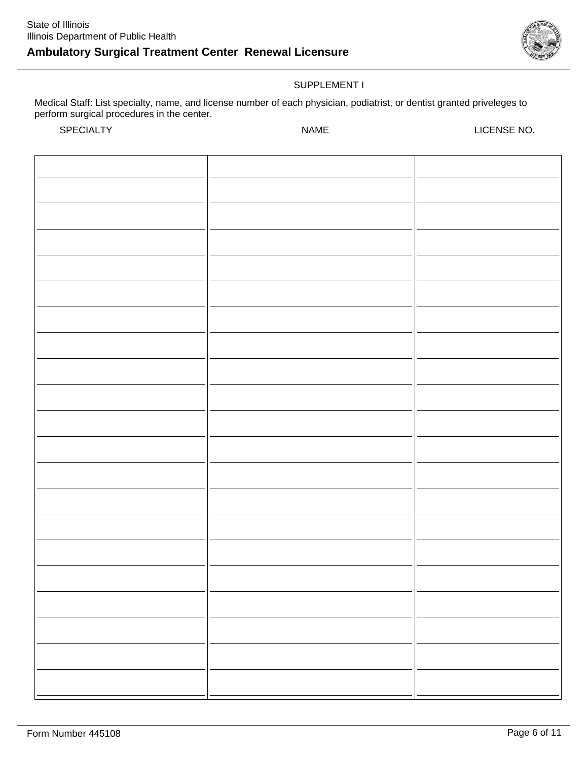State of Illinois
Illinois Department of Public Health

# Ambulatory Surgical Treatment Center Renewal Licensure

SUPPLEMENT I

Medical Staff: List specialty, name, and license number of each physician, podiatrist, or dentist granted priveleges to perform surgical procedures in the center.

| SPECIALTY | NAME | LICENSE NO. |
|---|---|---|
| | | |
| | | |
| | | |
| | | |
| | | |
| | | |
| | | |
| | | |
| | | |
| | | |
| | | |
| | | |
| | | |
| | | |
| | | |
| | | |
| | | |
| | | |
| | | |
| | | |
| | | |

Form Number 445108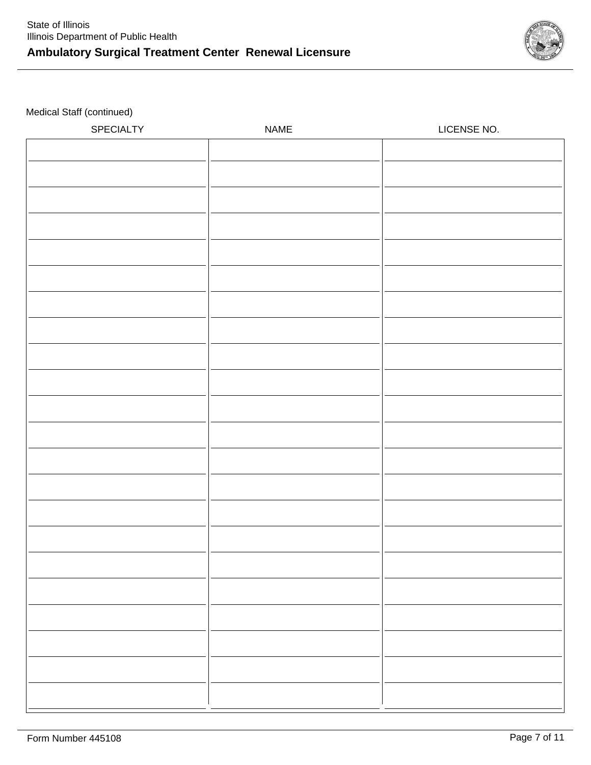State of Illinois
Illinois Department of Public Health

## Ambulatory Surgical Treatment Center Renewal Licensure

Medical Staff (continued)

| SPECIALTY | NAME | LICENSE NO. |
|---|---|---|
| | | |
| | | |
| | | |
| | | |
| | | |
| | | |
| | | |
| | | |
| | | |
| | | |
| | | |
| | | |
| | | |
| | | |
| | | |
| | | |
| | | |
| | | |
| | | |
| | | |
| | | |
| | | |

Form Number 445108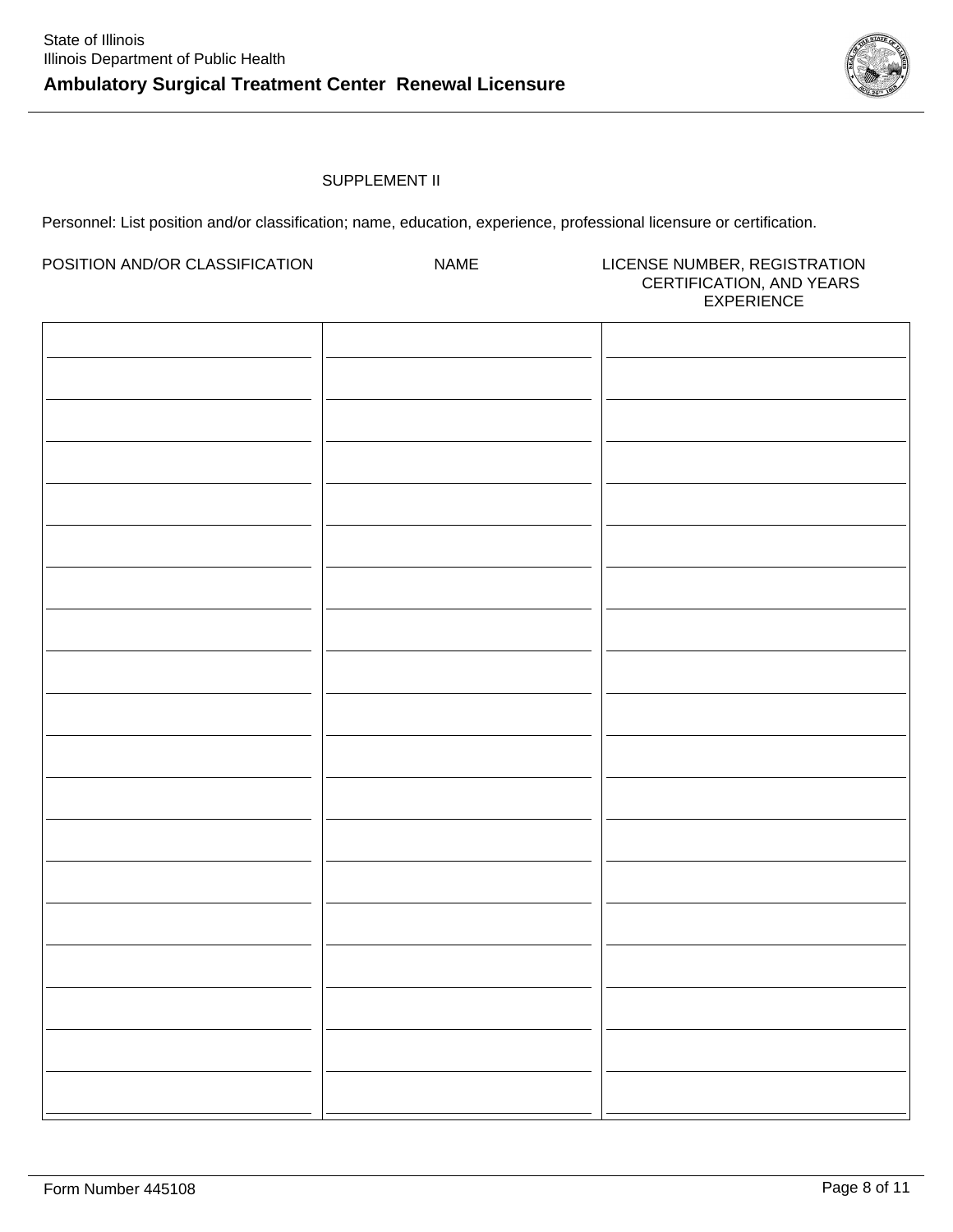State of Illinois
Illinois Department of Public Health

# Ambulatory Surgical Treatment Center Renewal Licensure

SUPPLEMENT II

Personnel: List position and/or classification; name, education, experience, professional licensure or certification.

| POSITION AND/OR CLASSIFICATION | NAME | LICENSE NUMBER, REGISTRATION CERTIFICATION, AND YEARS EXPERIENCE |
|---|---|---|
| | | |
| | | |
| | | |
| | | |
| | | |
| | | |
| | | |
| | | |
| | | |
| | | |
| | | |
| | | |
| | | |
| | | |
| | | |
| | | |
| | | |
| | | |
| | | |

Form Number 445108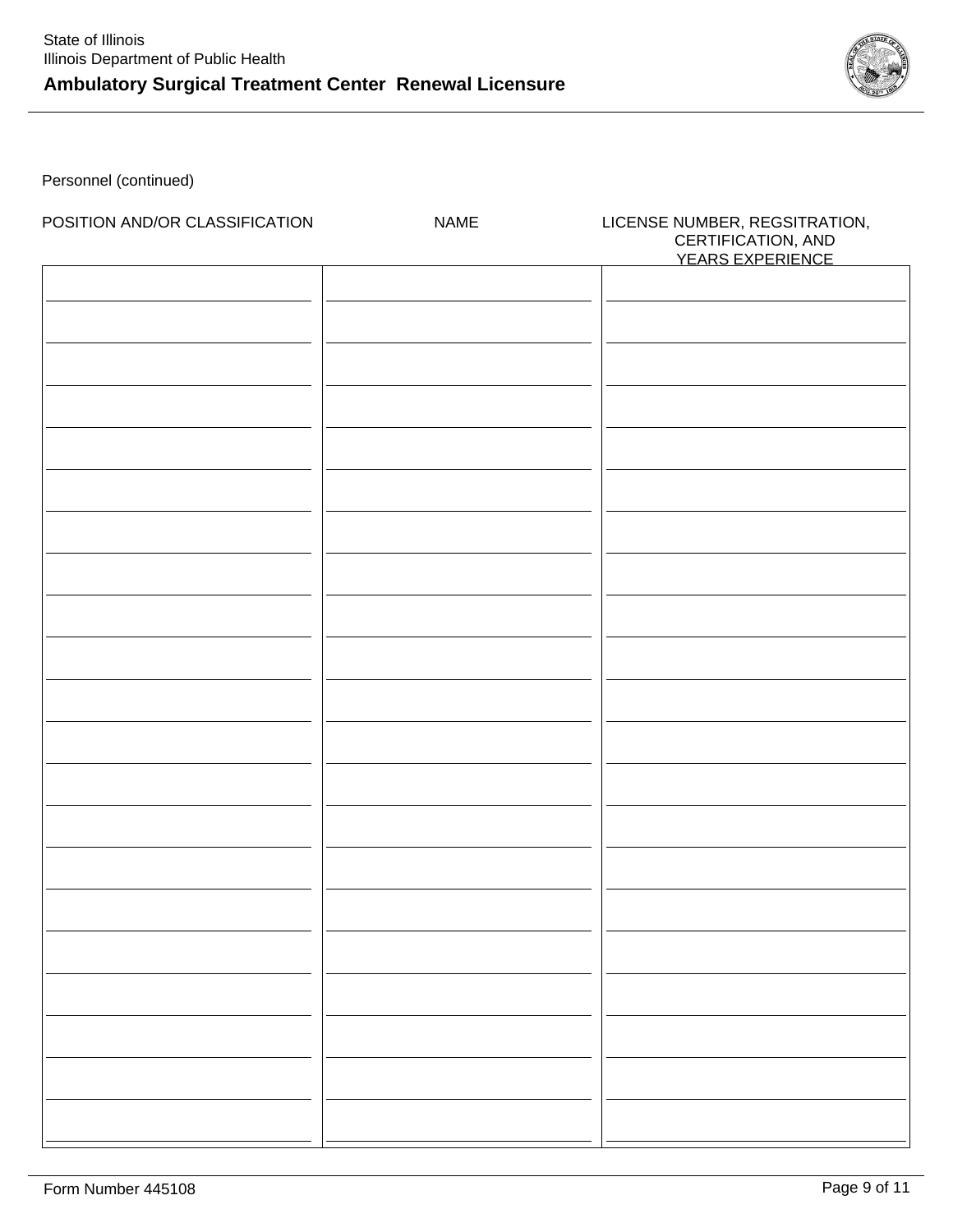State of Illinois
Illinois Department of Public Health

## Ambulatory Surgical Treatment Center Renewal Licensure

Personnel (continued)

| POSITION AND/OR CLASSIFICATION | NAME | LICENSE NUMBER, REGSITRATION, CERTIFICATION, AND YEARS EXPERIENCE |
|---|---|---|
| | | |
| | | |
| | | |
| | | |
| | | |
| | | |
| | | |
| | | |
| | | |
| | | |
| | | |
| | | |
| | | |
| | | |
| | | |
| | | |
| | | |
| | | |
| | | |
| | | |
| | | |

Form Number 445108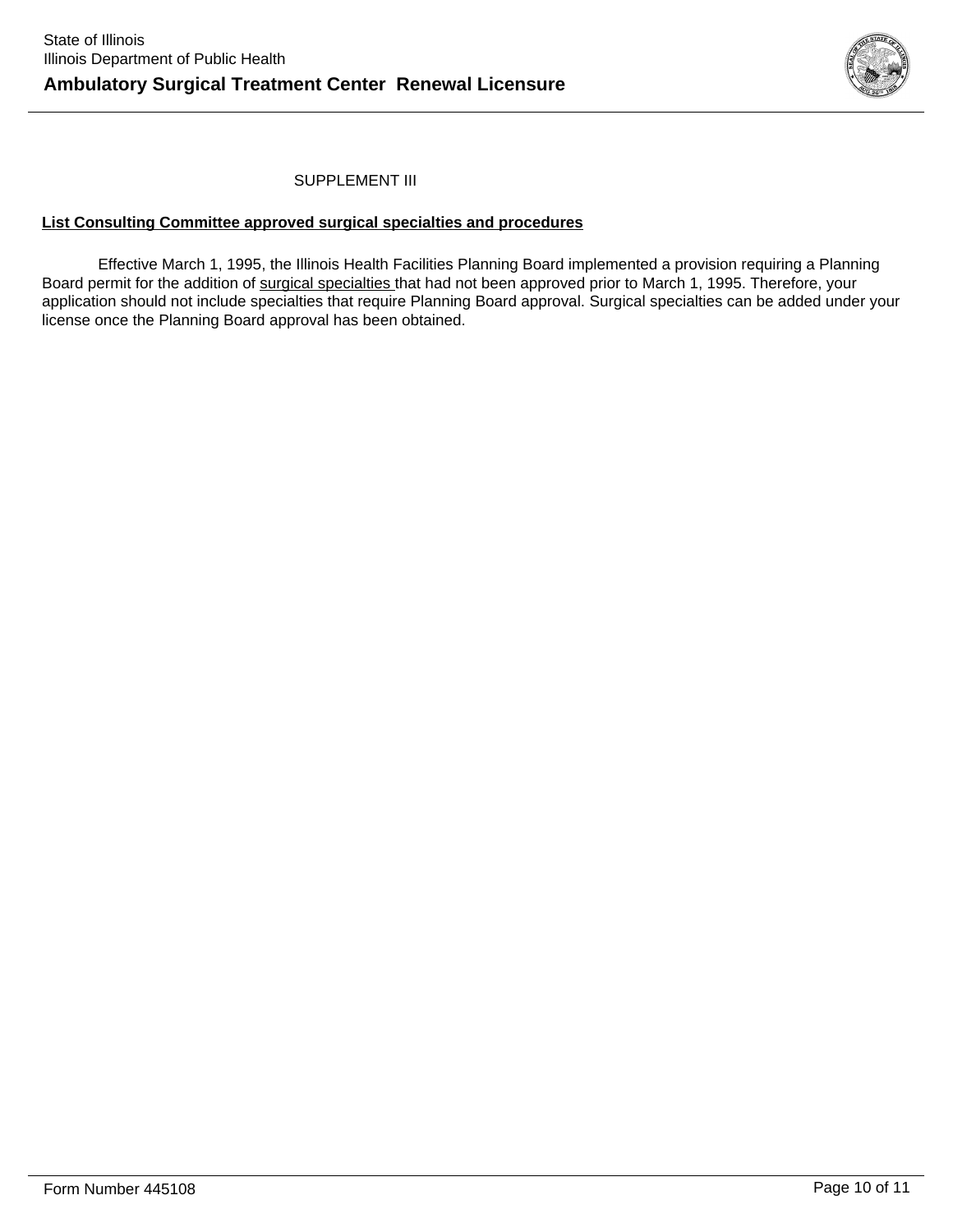SUPPLEMENT III

**List Consulting Committee approved surgical specialties and procedures**

Effective March 1, 1995, the Illinois Health Facilities Planning Board implemented a provision requiring a Planning Board permit for the addition of surgical specialties that had not been approved prior to March 1, 1995. Therefore, your application should not include specialties that require Planning Board approval. Surgical specialties can be added under your license once the Planning Board approval has been obtained.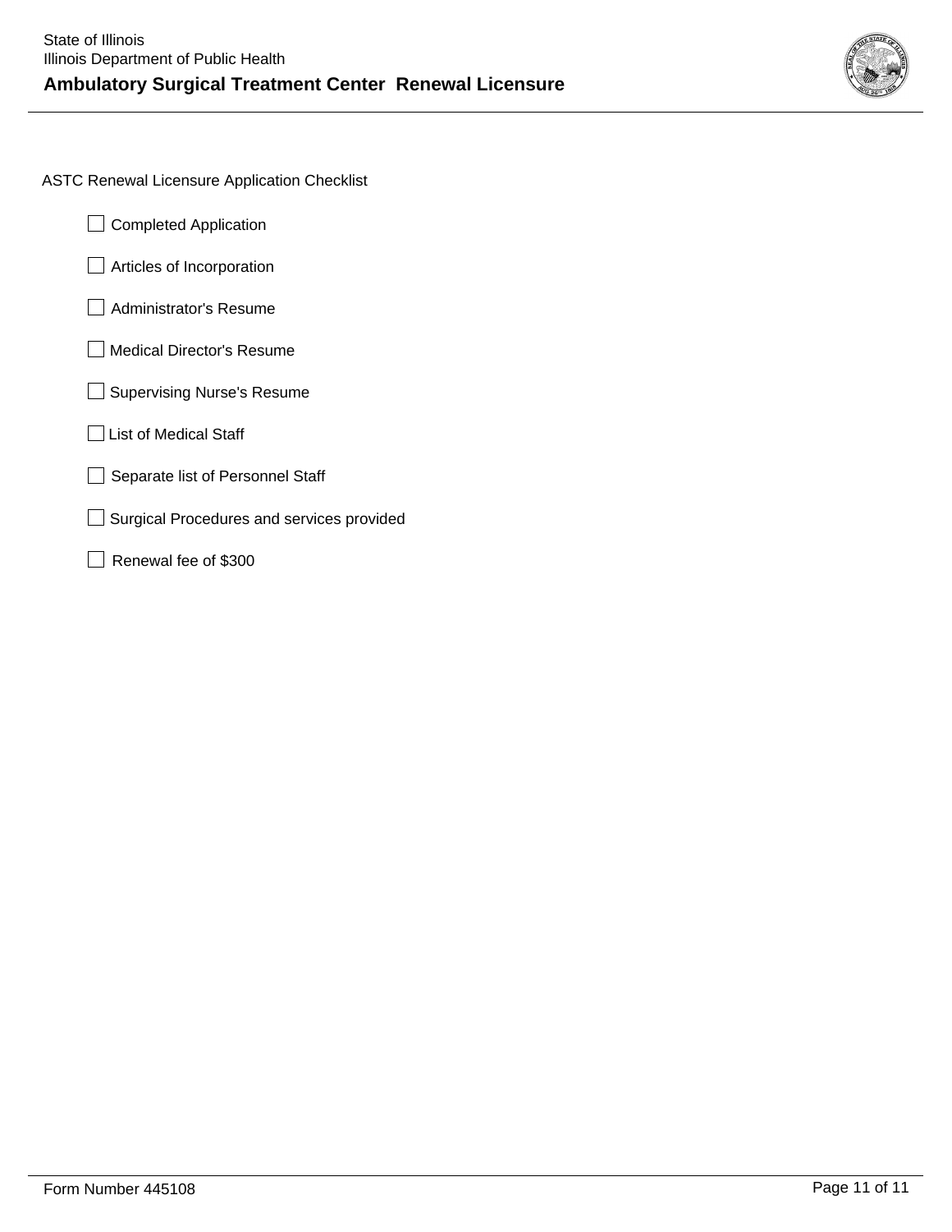ASTC Renewal Licensure Application Checklist

- [ ] Completed Application
- [ ] Articles of Incorporation
- [ ] Administrator's Resume
- [ ] Medical Director's Resume
- [ ] Supervising Nurse's Resume
- [ ] List of Medical Staff
- [ ] Separate list of Personnel Staff
- [ ] Surgical Procedures and services provided
- [ ] Renewal fee of $300